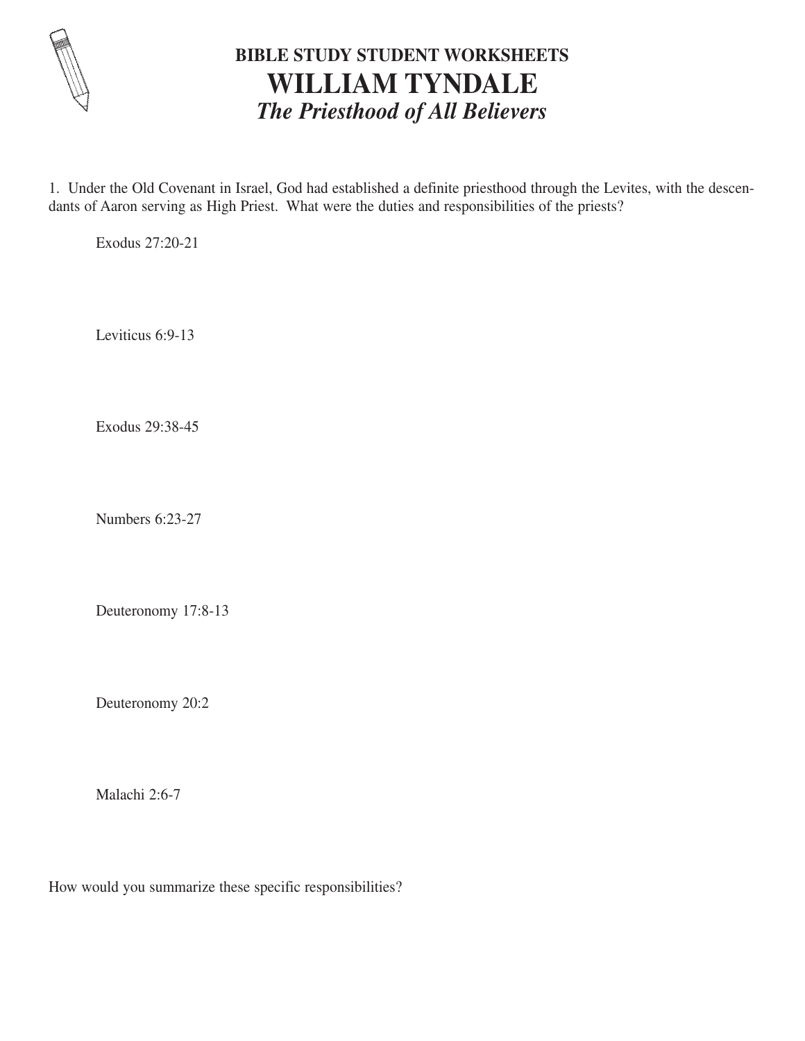**BIBLE STUDY STUDENT WORKSHEETS**

# WILLIAM TYNDALE

## *The Priesthood of All Believers*

1. Under the Old Covenant in Israel, God had established a definite priesthood through the Levites, with the descendants of Aaron serving as High Priest. What were the duties and responsibilities of the priests?

Exodus 27:20-21

Leviticus 6:9-13

Exodus 29:38-45

Numbers 6:23-27

Deuteronomy 17:8-13

Deuteronomy 20:2

Malachi 2:6-7

How would you summarize these specific responsibilities?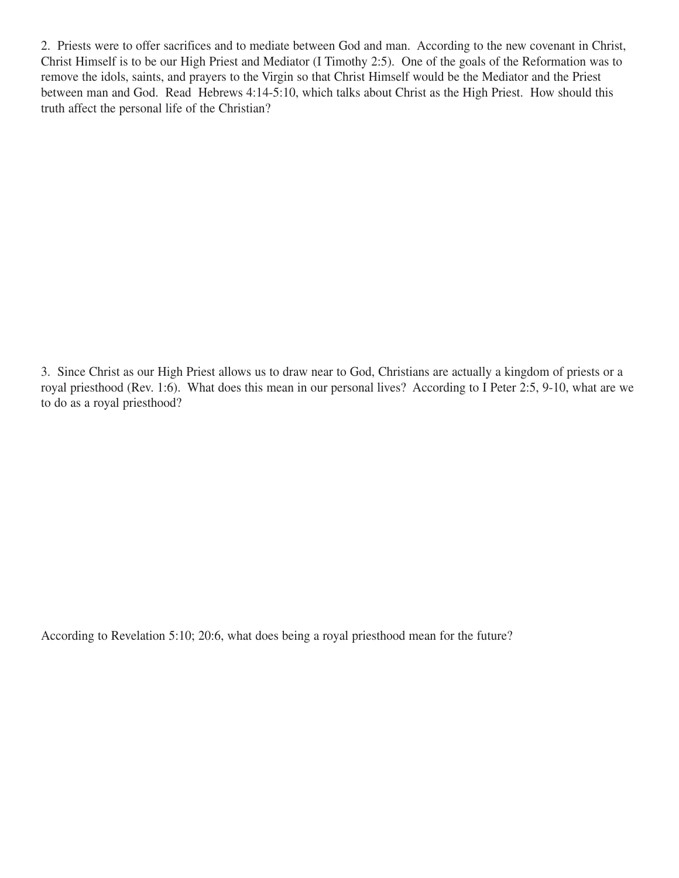2. Priests were to offer sacrifices and to mediate between God and man. According to the new covenant in Christ, Christ Himself is to be our High Priest and Mediator (I Timothy 2:5). One of the goals of the Reformation was to remove the idols, saints, and prayers to the Virgin so that Christ Himself would be the Mediator and the Priest between man and God. Read Hebrews 4:14-5:10, which talks about Christ as the High Priest. How should this truth affect the personal life of the Christian?

3. Since Christ as our High Priest allows us to draw near to God, Christians are actually a kingdom of priests or a royal priesthood (Rev. 1:6). What does this mean in our personal lives? According to I Peter 2:5, 9-10, what are we to do as a royal priesthood?

According to Revelation 5:10; 20:6, what does being a royal priesthood mean for the future?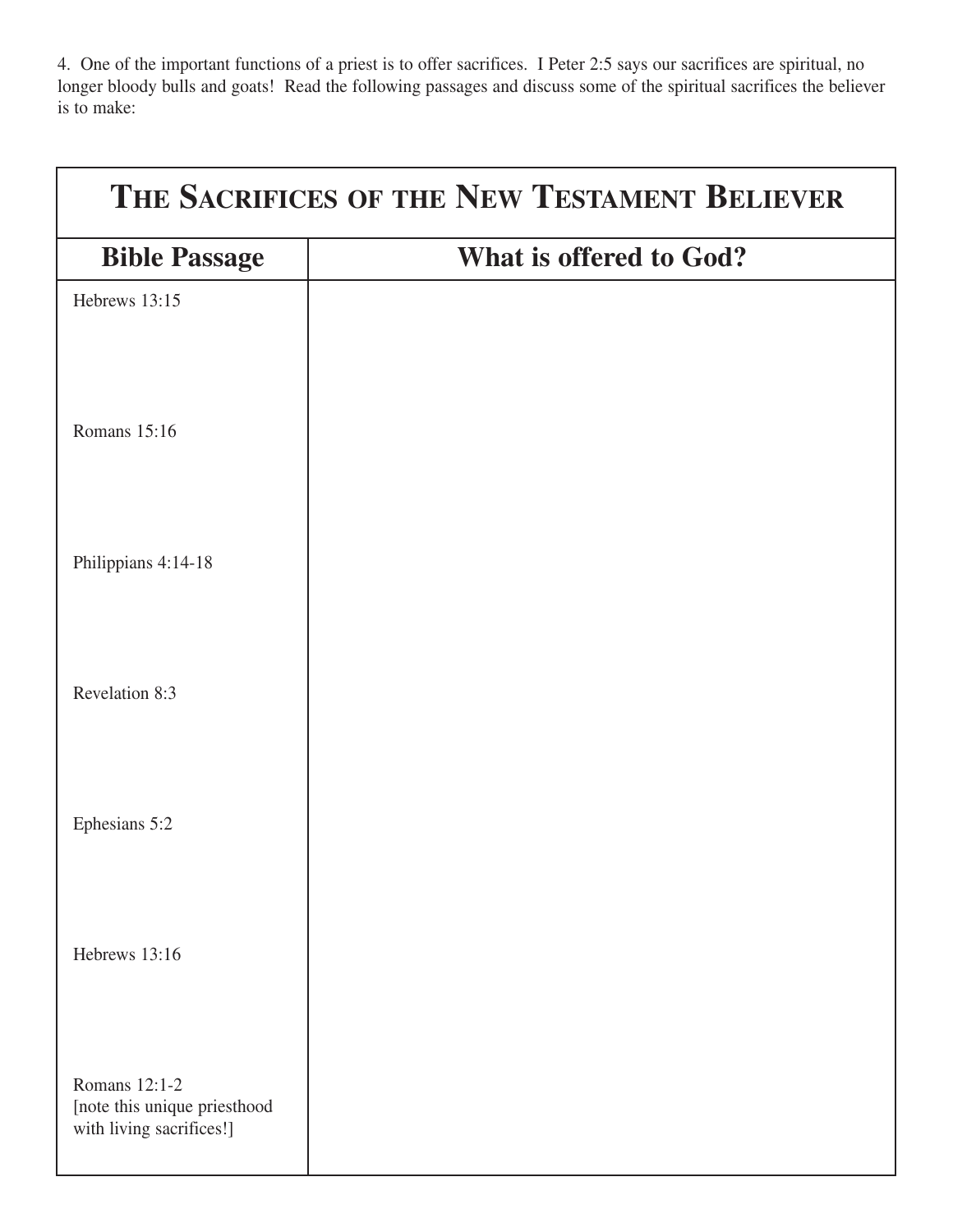4. One of the important functions of a priest is to offer sacrifices. I Peter 2:5 says our sacrifices are spiritual, no longer bloody bulls and goats! Read the following passages and discuss some of the spiritual sacrifices the believer is to make:

| The Sacrifices of the New Testament Believer | |
|---|---|
| **Bible Passage** | **What is offered to God?** |
| Hebrews 13:15 | |
| Romans 15:16 | |
| Philippians 4:14-18 | |
| Revelation 8:3 | |
| Ephesians 5:2 | |
| Hebrews 13:16 | |
| Romans 12:1-2 [note this unique priesthood with living sacrifices!] | |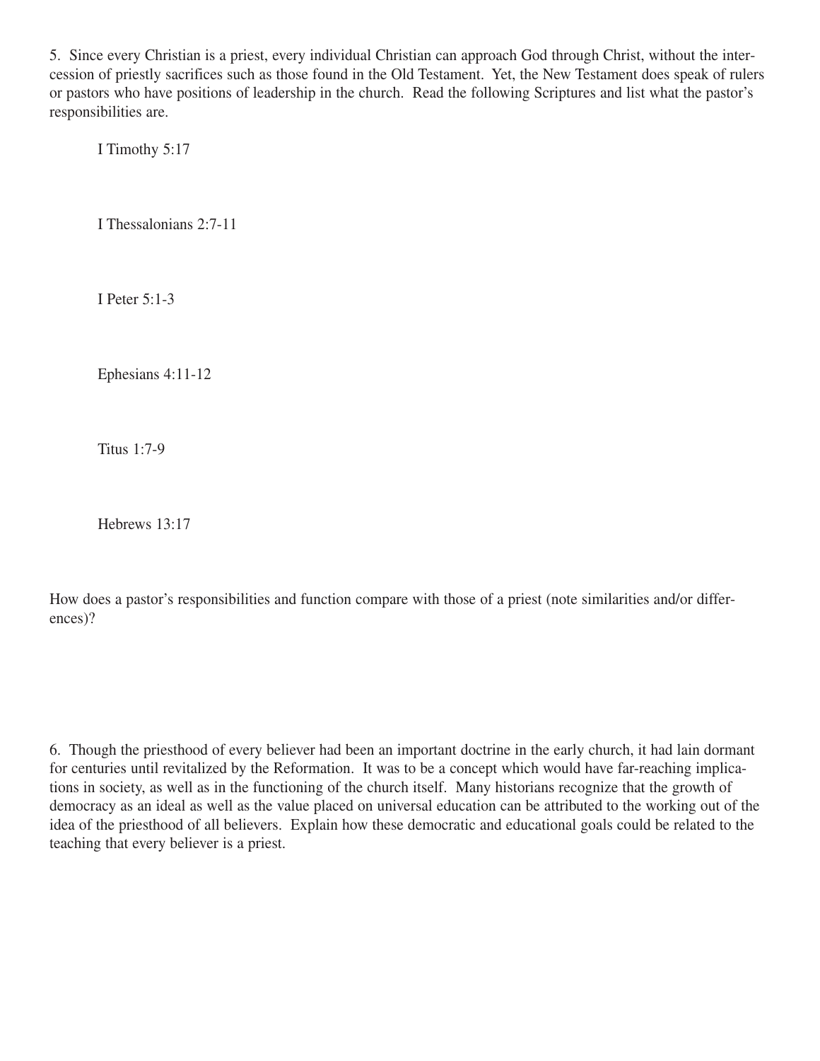5. Since every Christian is a priest, every individual Christian can approach God through Christ, without the intercession of priestly sacrifices such as those found in the Old Testament. Yet, the New Testament does speak of rulers or pastors who have positions of leadership in the church. Read the following Scriptures and list what the pastor's responsibilities are.

I Timothy 5:17

I Thessalonians 2:7-11

I Peter 5:1-3

Ephesians 4:11-12

Titus 1:7-9

Hebrews 13:17

How does a pastor's responsibilities and function compare with those of a priest (note similarities and/or differences)?

6. Though the priesthood of every believer had been an important doctrine in the early church, it had lain dormant for centuries until revitalized by the Reformation. It was to be a concept which would have far-reaching implications in society, as well as in the functioning of the church itself. Many historians recognize that the growth of democracy as an ideal as well as the value placed on universal education can be attributed to the working out of the idea of the priesthood of all believers. Explain how these democratic and educational goals could be related to the teaching that every believer is a priest.